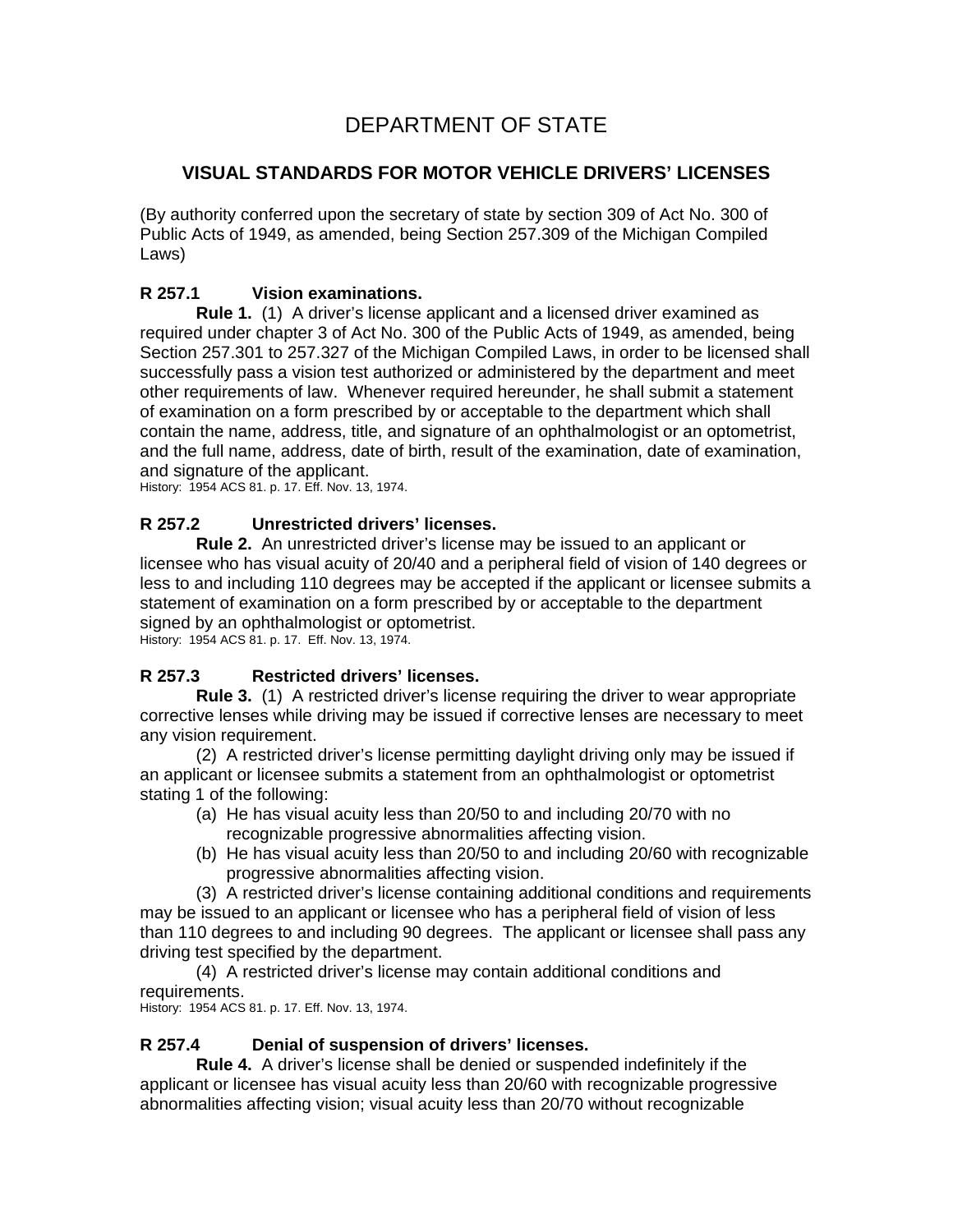# DEPARTMENT OF STATE

## VISUAL STANDARDS FOR MOTOR VEHICLE DRIVERS' LICENSES

(By authority conferred upon the secretary of state by section 309 of Act No. 300 of Public Acts of 1949, as amended, being Section 257.309 of the Michigan Compiled Laws)

### R 257.1 Vision examinations.

**Rule 1.** (1) A driver's license applicant and a licensed driver examined as required under chapter 3 of Act No. 300 of the Public Acts of 1949, as amended, being Section 257.301 to 257.327 of the Michigan Compiled Laws, in order to be licensed shall successfully pass a vision test authorized or administered by the department and meet other requirements of law. Whenever required hereunder, he shall submit a statement of examination on a form prescribed by or acceptable to the department which shall contain the name, address, title, and signature of an ophthalmologist or an optometrist, and the full name, address, date of birth, result of the examination, date of examination, and signature of the applicant.

History: 1954 ACS 81. p. 17. Eff. Nov. 13, 1974.

### R 257.2 Unrestricted drivers' licenses.

**Rule 2.** An unrestricted driver's license may be issued to an applicant or licensee who has visual acuity of 20/40 and a peripheral field of vision of 140 degrees or less to and including 110 degrees may be accepted if the applicant or licensee submits a statement of examination on a form prescribed by or acceptable to the department signed by an ophthalmologist or optometrist.

History: 1954 ACS 81. p. 17. Eff. Nov. 13, 1974.

### R 257.3 Restricted drivers' licenses.

**Rule 3.** (1) A restricted driver's license requiring the driver to wear appropriate corrective lenses while driving may be issued if corrective lenses are necessary to meet any vision requirement.

(2) A restricted driver's license permitting daylight driving only may be issued if an applicant or licensee submits a statement from an ophthalmologist or optometrist stating 1 of the following:

(a) He has visual acuity less than 20/50 to and including 20/70 with no recognizable progressive abnormalities affecting vision.

(b) He has visual acuity less than 20/50 to and including 20/60 with recognizable progressive abnormalities affecting vision.

(3) A restricted driver's license containing additional conditions and requirements may be issued to an applicant or licensee who has a peripheral field of vision of less than 110 degrees to and including 90 degrees. The applicant or licensee shall pass any driving test specified by the department.

(4) A restricted driver's license may contain additional conditions and requirements.

History: 1954 ACS 81. p. 17. Eff. Nov. 13, 1974.

### R 257.4 Denial of suspension of drivers' licenses.

**Rule 4.** A driver's license shall be denied or suspended indefinitely if the applicant or licensee has visual acuity less than 20/60 with recognizable progressive abnormalities affecting vision; visual acuity less than 20/70 without recognizable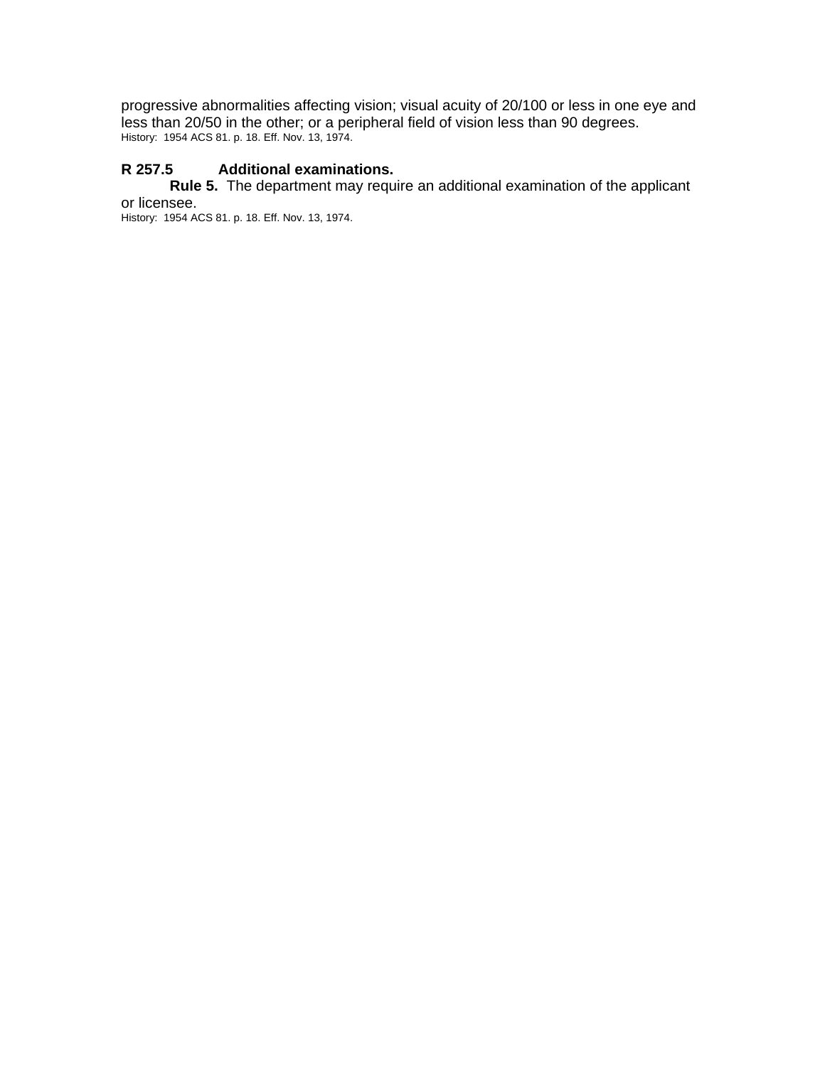progressive abnormalities affecting vision; visual acuity of 20/100 or less in one eye and less than 20/50 in the other; or a peripheral field of vision less than 90 degrees.

History: 1954 ACS 81. p. 18. Eff. Nov. 13, 1974.

**R 257.5 Additional examinations.**

**Rule 5.** The department may require an additional examination of the applicant or licensee.

History: 1954 ACS 81. p. 18. Eff. Nov. 13, 1974.